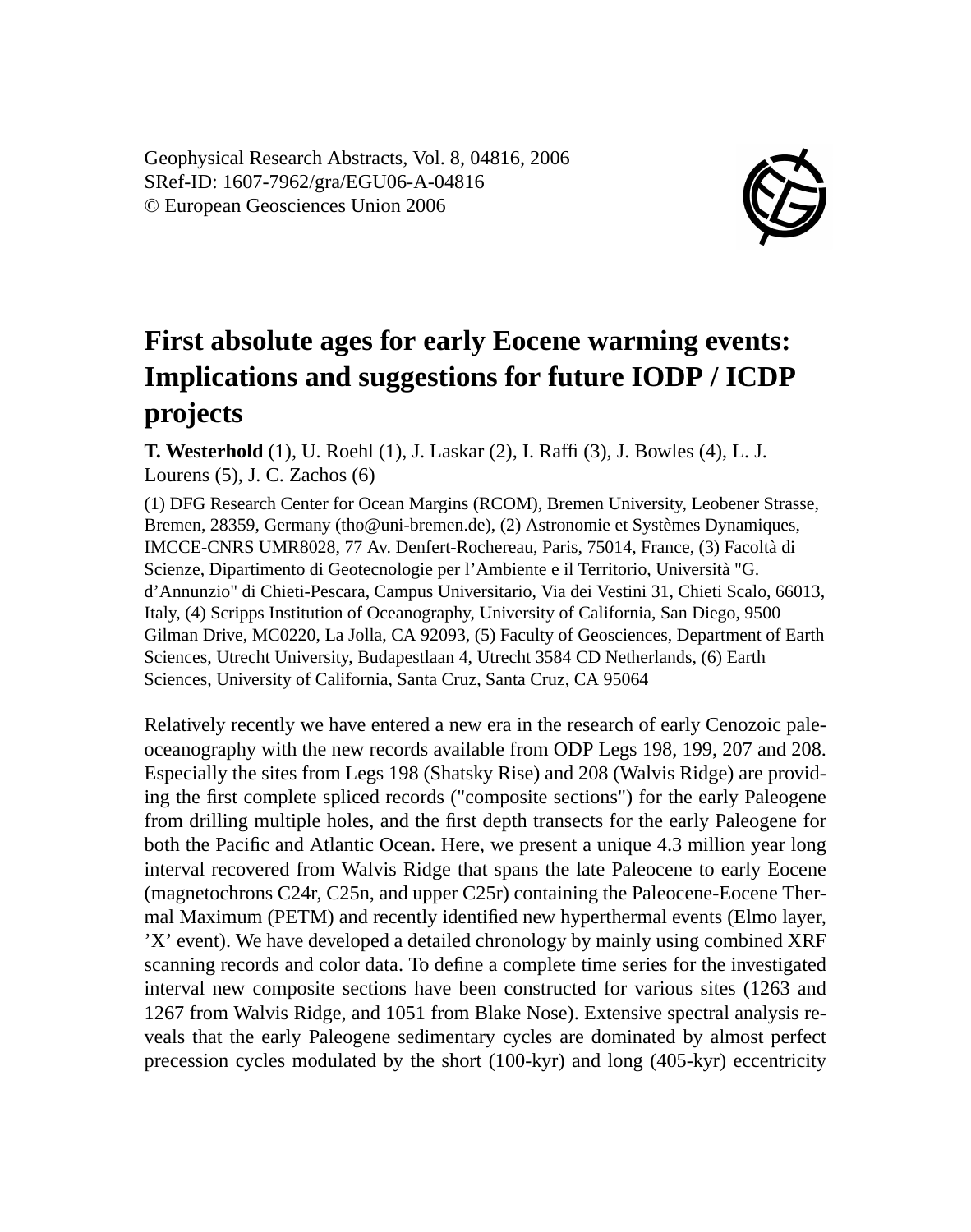Geophysical Research Abstracts, Vol. 8, 04816, 2006
SRef-ID: 1607-7962/gra/EGU06-A-04816
© European Geosciences Union 2006

# First absolute ages for early Eocene warming events: Implications and suggestions for future IODP / ICDP projects

**T. Westerhold** (1), U. Roehl (1), J. Laskar (2), I. Raffi (3), J. Bowles (4), L. J. Lourens (5), J. C. Zachos (6)

(1) DFG Research Center for Ocean Margins (RCOM), Bremen University, Leobener Strasse, Bremen, 28359, Germany (tho@uni-bremen.de), (2) Astronomie et Systèmes Dynamiques, IMCCE-CNRS UMR8028, 77 Av. Denfert-Rochereau, Paris, 75014, France, (3) Facoltà di Scienze, Dipartimento di Geotecnologie per l'Ambiente e il Territorio, Università "G. d'Annunzio" di Chieti-Pescara, Campus Universitario, Via dei Vestini 31, Chieti Scalo, 66013, Italy, (4) Scripps Institution of Oceanography, University of California, San Diego, 9500 Gilman Drive, MC0220, La Jolla, CA 92093, (5) Faculty of Geosciences, Department of Earth Sciences, Utrecht University, Budapestlaan 4, Utrecht 3584 CD Netherlands, (6) Earth Sciences, University of California, Santa Cruz, Santa Cruz, CA 95064

Relatively recently we have entered a new era in the research of early Cenozoic paleoceanography with the new records available from ODP Legs 198, 199, 207 and 208. Especially the sites from Legs 198 (Shatsky Rise) and 208 (Walvis Ridge) are providing the first complete spliced records ("composite sections") for the early Paleogene from drilling multiple holes, and the first depth transects for the early Paleogene for both the Pacific and Atlantic Ocean. Here, we present a unique 4.3 million year long interval recovered from Walvis Ridge that spans the late Paleocene to early Eocene (magnetochrons C24r, C25n, and upper C25r) containing the Paleocene-Eocene Thermal Maximum (PETM) and recently identified new hyperthermal events (Elmo layer, 'X' event). We have developed a detailed chronology by mainly using combined XRF scanning records and color data. To define a complete time series for the investigated interval new composite sections have been constructed for various sites (1263 and 1267 from Walvis Ridge, and 1051 from Blake Nose). Extensive spectral analysis reveals that the early Paleogene sedimentary cycles are dominated by almost perfect precession cycles modulated by the short (100-kyr) and long (405-kyr) eccentricity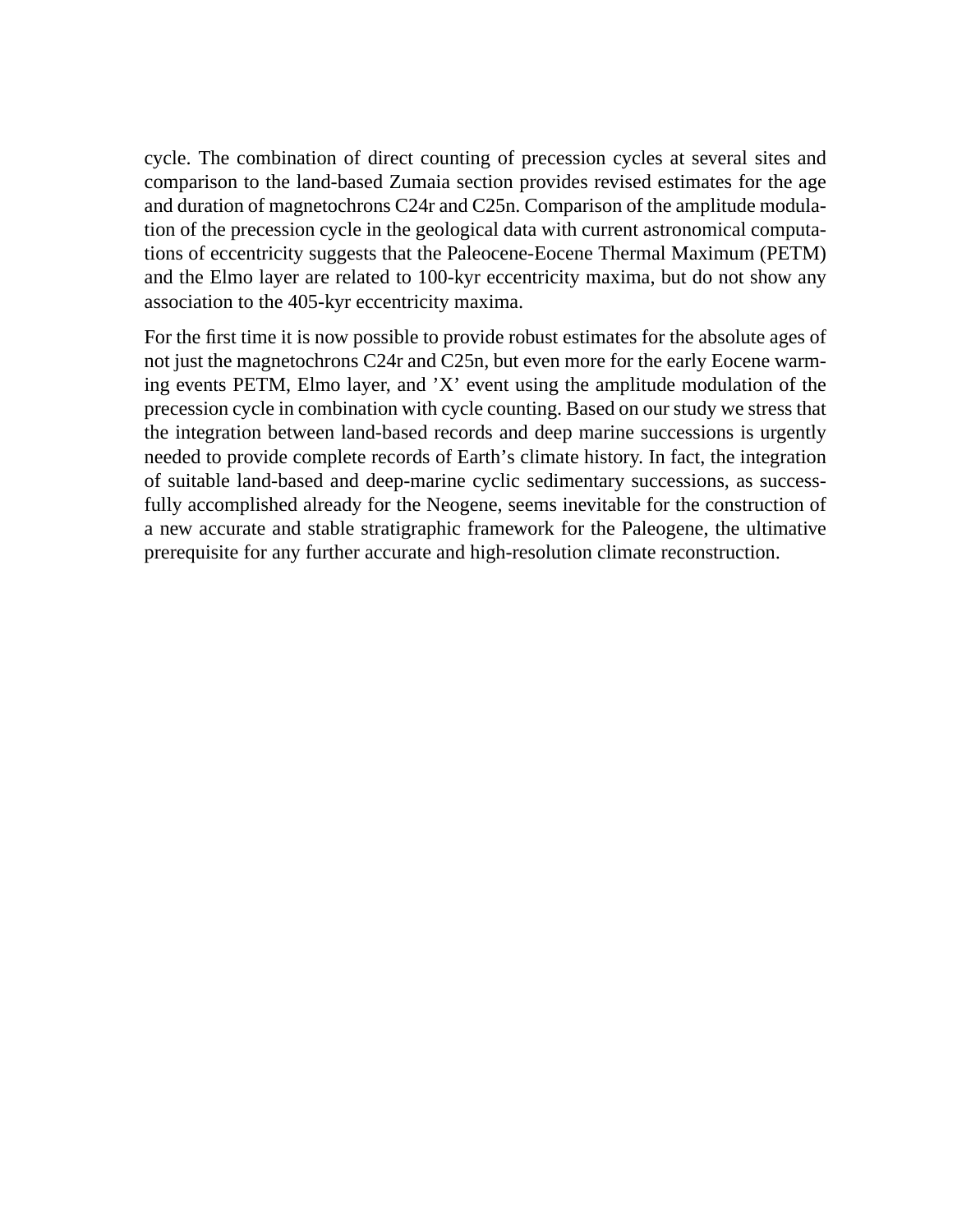cycle. The combination of direct counting of precession cycles at several sites and comparison to the land-based Zumaia section provides revised estimates for the age and duration of magnetochrons C24r and C25n. Comparison of the amplitude modulation of the precession cycle in the geological data with current astronomical computations of eccentricity suggests that the Paleocene-Eocene Thermal Maximum (PETM) and the Elmo layer are related to 100-kyr eccentricity maxima, but do not show any association to the 405-kyr eccentricity maxima.

For the first time it is now possible to provide robust estimates for the absolute ages of not just the magnetochrons C24r and C25n, but even more for the early Eocene warming events PETM, Elmo layer, and 'X' event using the amplitude modulation of the precession cycle in combination with cycle counting. Based on our study we stress that the integration between land-based records and deep marine successions is urgently needed to provide complete records of Earth's climate history. In fact, the integration of suitable land-based and deep-marine cyclic sedimentary successions, as successfully accomplished already for the Neogene, seems inevitable for the construction of a new accurate and stable stratigraphic framework for the Paleogene, the ultimative prerequisite for any further accurate and high-resolution climate reconstruction.